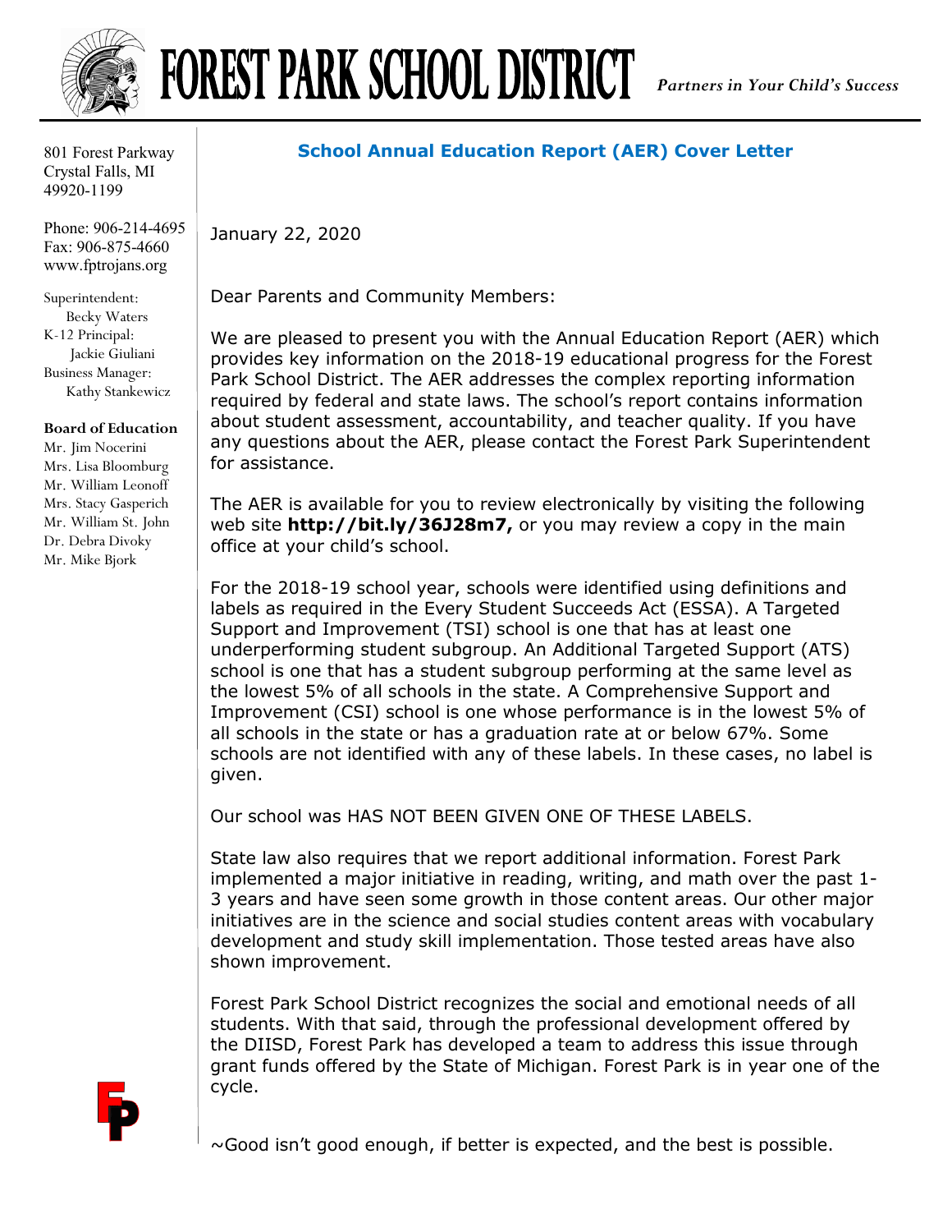# FOREST PARK SCHOOL DISTRICT

*Partners in Your Child's Success*

801 Forest Parkway
Crystal Falls, MI
49920-1199

Phone: 906-214-4695
Fax: 906-875-4660
www.fptrojans.org

Superintendent:
Becky Waters
K-12 Principal:
Jackie Giuliani
Business Manager:
Kathy Stankewicz

**Board of Education**
Mr. Jim Nocerini
Mrs. Lisa Bloomburg
Mr. William Leonoff
Mrs. Stacy Gasperich
Mr. William St. John
Dr. Debra Divoky
Mr. Mike Bjork

## School Annual Education Report (AER) Cover Letter

January 22, 2020

Dear Parents and Community Members:

We are pleased to present you with the Annual Education Report (AER) which provides key information on the 2018-19 educational progress for the Forest Park School District. The AER addresses the complex reporting information required by federal and state laws. The school's report contains information about student assessment, accountability, and teacher quality. If you have any questions about the AER, please contact the Forest Park Superintendent for assistance.

The AER is available for you to review electronically by visiting the following web site **http://bit.ly/36J28m7,** or you may review a copy in the main office at your child's school.

For the 2018-19 school year, schools were identified using definitions and labels as required in the Every Student Succeeds Act (ESSA). A Targeted Support and Improvement (TSI) school is one that has at least one underperforming student subgroup. An Additional Targeted Support (ATS) school is one that has a student subgroup performing at the same level as the lowest 5% of all schools in the state. A Comprehensive Support and Improvement (CSI) school is one whose performance is in the lowest 5% of all schools in the state or has a graduation rate at or below 67%. Some schools are not identified with any of these labels. In these cases, no label is given.

Our school was HAS NOT BEEN GIVEN ONE OF THESE LABELS.

State law also requires that we report additional information. Forest Park implemented a major initiative in reading, writing, and math over the past 1-3 years and have seen some growth in those content areas. Our other major initiatives are in the science and social studies content areas with vocabulary development and study skill implementation. Those tested areas have also shown improvement.

Forest Park School District recognizes the social and emotional needs of all students. With that said, through the professional development offered by the DIISD, Forest Park has developed a team to address this issue through grant funds offered by the State of Michigan. Forest Park is in year one of the cycle.

~Good isn't good enough, if better is expected, and the best is possible.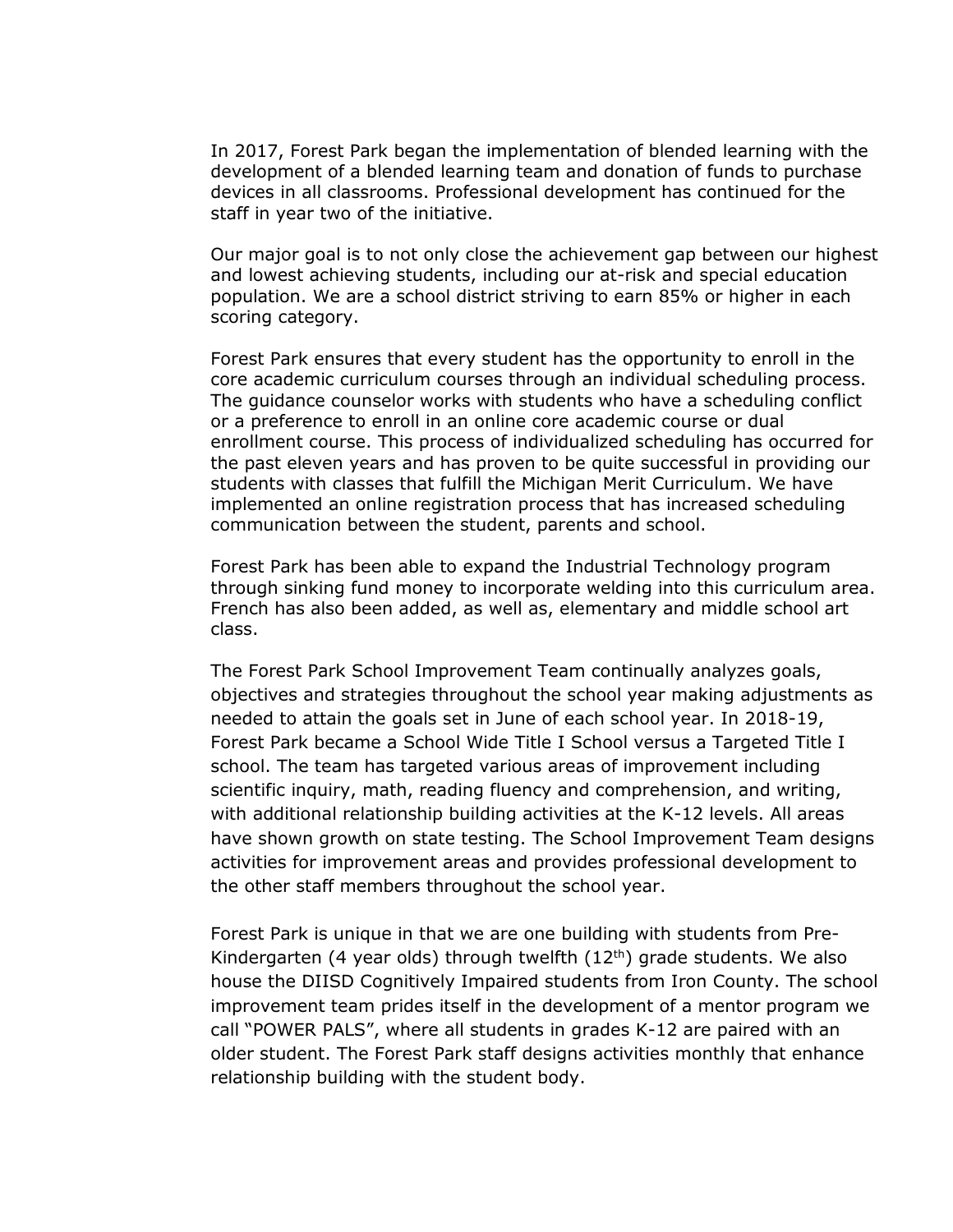In 2017, Forest Park began the implementation of blended learning with the development of a blended learning team and donation of funds to purchase devices in all classrooms. Professional development has continued for the staff in year two of the initiative.

Our major goal is to not only close the achievement gap between our highest and lowest achieving students, including our at-risk and special education population. We are a school district striving to earn 85% or higher in each scoring category.

Forest Park ensures that every student has the opportunity to enroll in the core academic curriculum courses through an individual scheduling process. The guidance counselor works with students who have a scheduling conflict or a preference to enroll in an online core academic course or dual enrollment course. This process of individualized scheduling has occurred for the past eleven years and has proven to be quite successful in providing our students with classes that fulfill the Michigan Merit Curriculum. We have implemented an online registration process that has increased scheduling communication between the student, parents and school.

Forest Park has been able to expand the Industrial Technology program through sinking fund money to incorporate welding into this curriculum area. French has also been added, as well as, elementary and middle school art class.

The Forest Park School Improvement Team continually analyzes goals, objectives and strategies throughout the school year making adjustments as needed to attain the goals set in June of each school year. In 2018-19, Forest Park became a School Wide Title I School versus a Targeted Title I school. The team has targeted various areas of improvement including scientific inquiry, math, reading fluency and comprehension, and writing, with additional relationship building activities at the K-12 levels. All areas have shown growth on state testing. The School Improvement Team designs activities for improvement areas and provides professional development to the other staff members throughout the school year.

Forest Park is unique in that we are one building with students from Pre-Kindergarten (4 year olds) through twelfth (12th) grade students. We also house the DIISD Cognitively Impaired students from Iron County. The school improvement team prides itself in the development of a mentor program we call "POWER PALS", where all students in grades K-12 are paired with an older student. The Forest Park staff designs activities monthly that enhance relationship building with the student body.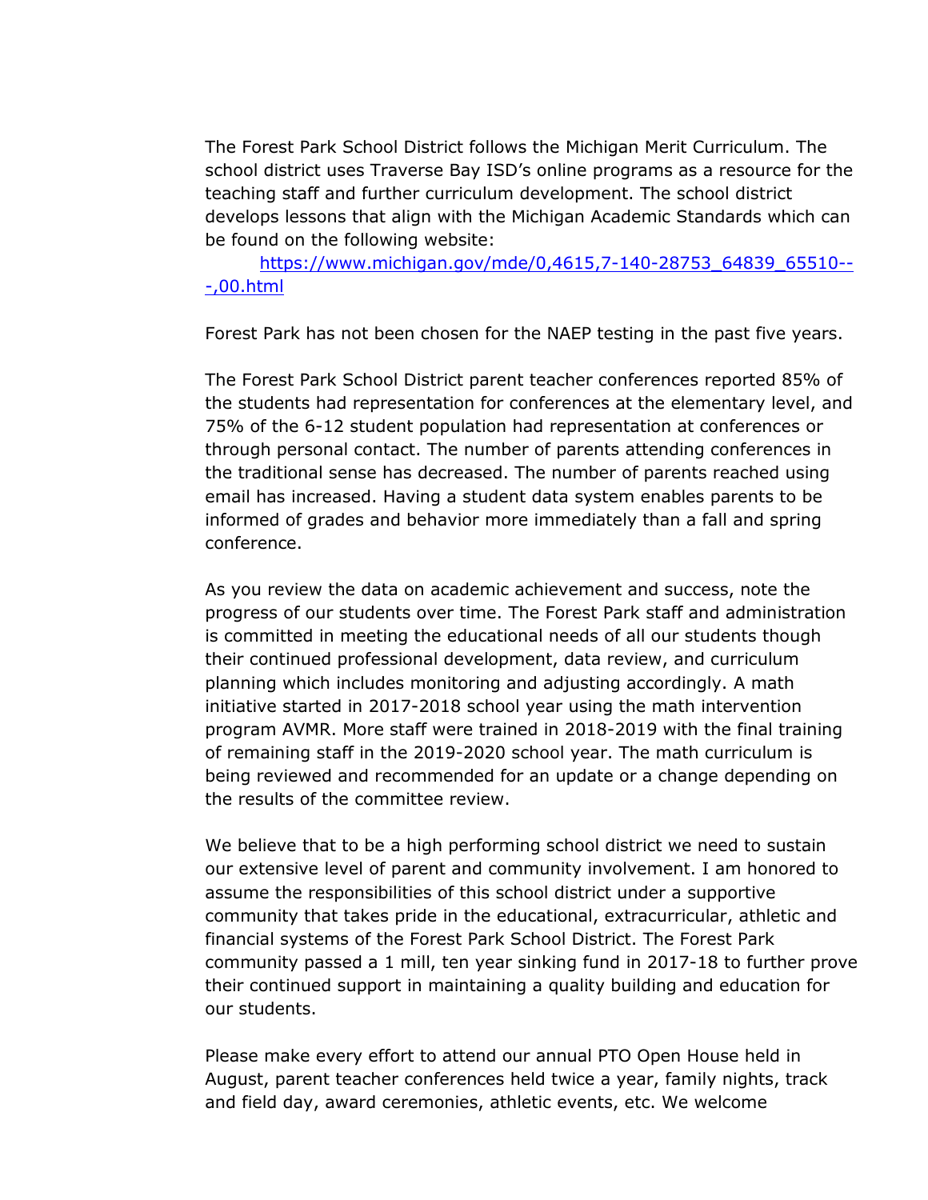The Forest Park School District follows the Michigan Merit Curriculum. The school district uses Traverse Bay ISD's online programs as a resource for the teaching staff and further curriculum development. The school district develops lessons that align with the Michigan Academic Standards which can be found on the following website:

[https://www.michigan.gov/mde/0,4615,7-140-28753_64839_65510---,00.html](https://www.michigan.gov/mde/0,4615,7-140-28753_64839_65510---,00.html)

Forest Park has not been chosen for the NAEP testing in the past five years.

The Forest Park School District parent teacher conferences reported 85% of the students had representation for conferences at the elementary level, and 75% of the 6-12 student population had representation at conferences or through personal contact. The number of parents attending conferences in the traditional sense has decreased. The number of parents reached using email has increased. Having a student data system enables parents to be informed of grades and behavior more immediately than a fall and spring conference.

As you review the data on academic achievement and success, note the progress of our students over time. The Forest Park staff and administration is committed in meeting the educational needs of all our students though their continued professional development, data review, and curriculum planning which includes monitoring and adjusting accordingly. A math initiative started in 2017-2018 school year using the math intervention program AVMR. More staff were trained in 2018-2019 with the final training of remaining staff in the 2019-2020 school year. The math curriculum is being reviewed and recommended for an update or a change depending on the results of the committee review.

We believe that to be a high performing school district we need to sustain our extensive level of parent and community involvement. I am honored to assume the responsibilities of this school district under a supportive community that takes pride in the educational, extracurricular, athletic and financial systems of the Forest Park School District. The Forest Park community passed a 1 mill, ten year sinking fund in 2017-18 to further prove their continued support in maintaining a quality building and education for our students.

Please make every effort to attend our annual PTO Open House held in August, parent teacher conferences held twice a year, family nights, track and field day, award ceremonies, athletic events, etc. We welcome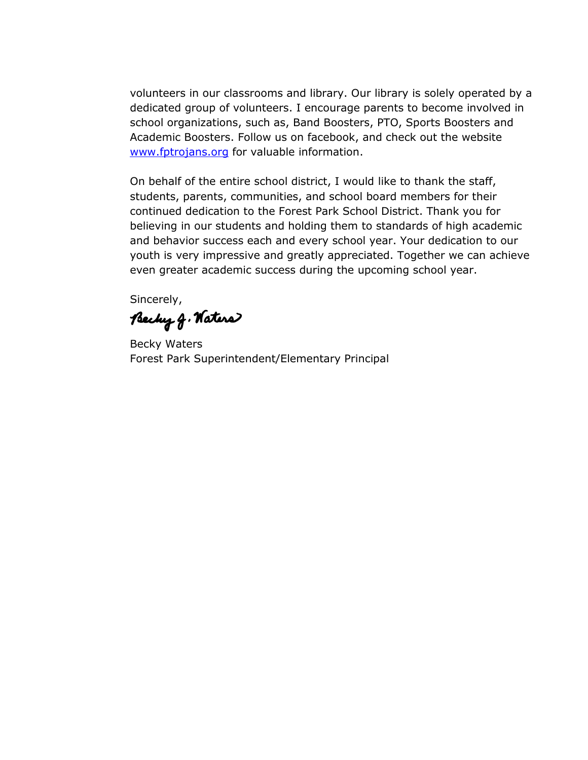volunteers in our classrooms and library. Our library is solely operated by a dedicated group of volunteers. I encourage parents to become involved in school organizations, such as, Band Boosters, PTO, Sports Boosters and Academic Boosters. Follow us on facebook, and check out the website [www.fptrojans.org](http://www.fptrojans.org) for valuable information.

On behalf of the entire school district, I would like to thank the staff, students, parents, communities, and school board members for their continued dedication to the Forest Park School District. Thank you for believing in our students and holding them to standards of high academic and behavior success each and every school year. Your dedication to our youth is very impressive and greatly appreciated. Together we can achieve even greater academic success during the upcoming school year.

Sincerely,

Becky J. Waters

Becky Waters
Forest Park Superintendent/Elementary Principal